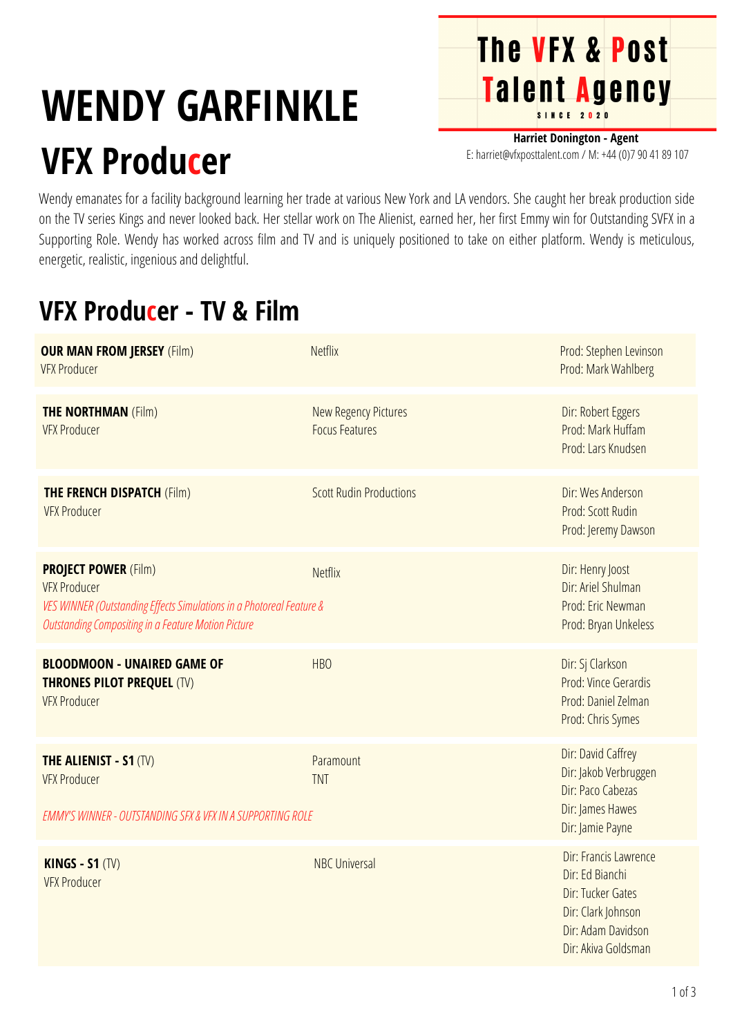# WENDY GARFINKLE

# VFX Producer

**The VFX & Post Talent Agency**
SINCE 2020

**Harriet Donington - Agent**
E: harriet@vfxposttalent.com / M: +44 (0)7 90 41 89 107

Wendy emanates for a facility background learning her trade at various New York and LA vendors. She caught her break production side on the TV series Kings and never looked back. Her stellar work on The Alienist, earned her, her first Emmy win for Outstanding SVFX in a Supporting Role. Wendy has worked across film and TV and is uniquely positioned to take on either platform. Wendy is meticulous, energetic, realistic, ingenious and delightful.

## VFX Producer - TV & Film

| | | |
|---|---|---|
| **OUR MAN FROM JERSEY** (Film)<br>VFX Producer | Netflix | Prod: Stephen Levinson<br>Prod: Mark Wahlberg |
| **THE NORTHMAN** (Film)<br>VFX Producer | New Regency Pictures<br>Focus Features | Dir: Robert Eggers<br>Prod: Mark Huffam<br>Prod: Lars Knudsen |
| **THE FRENCH DISPATCH** (Film)<br>VFX Producer | Scott Rudin Productions | Dir: Wes Anderson<br>Prod: Scott Rudin<br>Prod: Jeremy Dawson |
| **PROJECT POWER** (Film)<br>VFX Producer<br>*VES WINNER (Outstanding Effects Simulations in a Photoreal Feature & Outstanding Compositing in a Feature Motion Picture* | Netflix | Dir: Henry Joost<br>Dir: Ariel Shulman<br>Prod: Eric Newman<br>Prod: Bryan Unkeless |
| **BLOODMOON - UNAIRED GAME OF THRONES PILOT PREQUEL** (TV)<br>VFX Producer | HBO | Dir: Sj Clarkson<br>Prod: Vince Gerardis<br>Prod: Daniel Zelman<br>Prod: Chris Symes |
| **THE ALIENIST - S1** (TV)<br>VFX Producer<br>*EMMY'S WINNER - OUTSTANDING SFX & VFX IN A SUPPORTING ROLE* | Paramount<br>TNT | Dir: David Caffrey<br>Dir: Jakob Verbruggen<br>Dir: Paco Cabezas<br>Dir: James Hawes<br>Dir: Jamie Payne |
| **KINGS - S1** (TV)<br>VFX Producer | NBC Universal | Dir: Francis Lawrence<br>Dir: Ed Bianchi<br>Dir: Tucker Gates<br>Dir: Clark Johnson<br>Dir: Adam Davidson<br>Dir: Akiva Goldsman |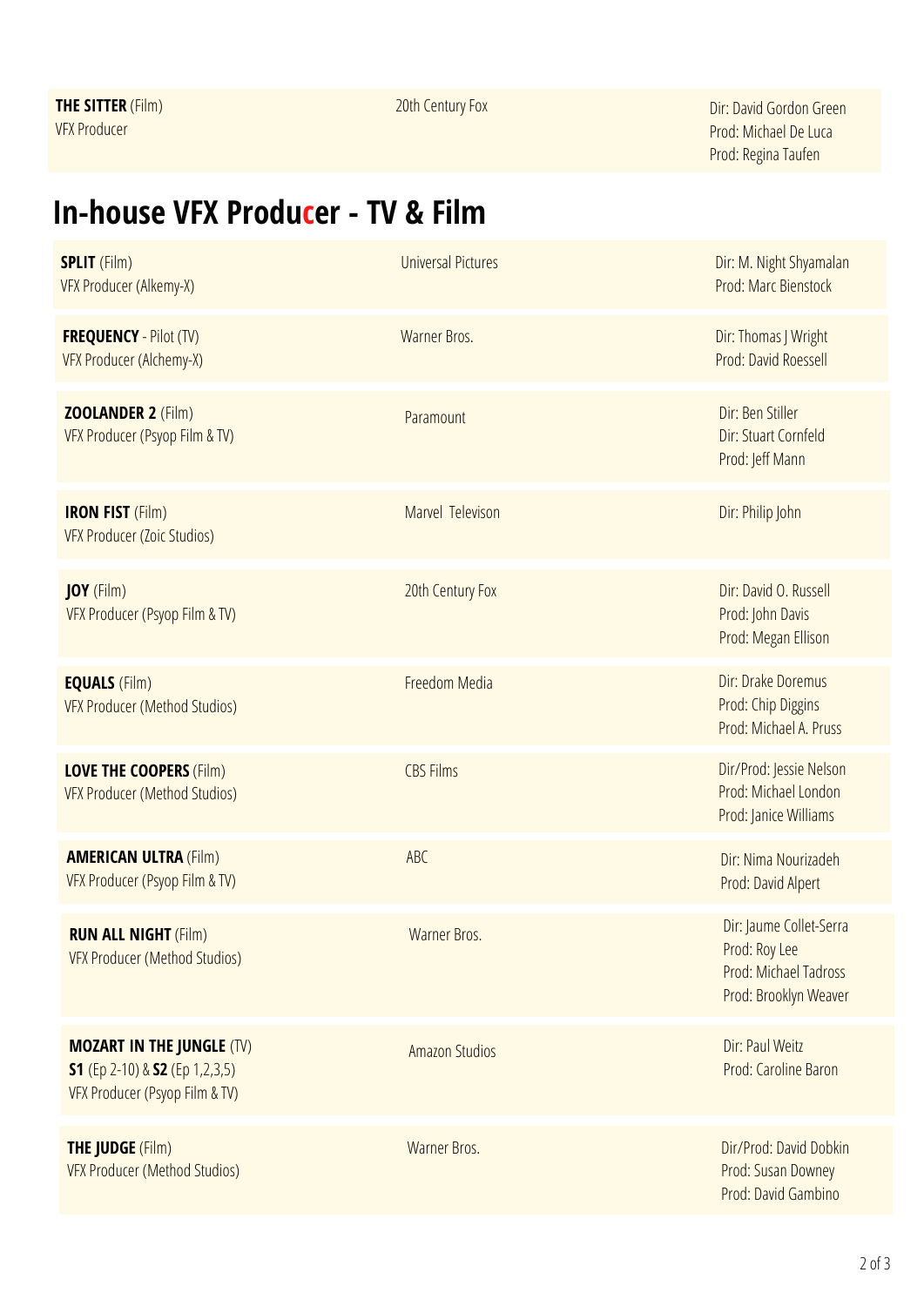| | | |
|---|---|---|
| **THE SITTER** (Film)<br>VFX Producer | 20th Century Fox | Dir: David Gordon Green<br>Prod: Michael De Luca<br>Prod: Regina Taufen |

## In-house VFX Producer - TV & Film

| | | |
|---|---|---|
| **SPLIT** (Film)<br>VFX Producer (Alkemy-X) | Universal Pictures | Dir: M. Night Shyamalan<br>Prod: Marc Bienstock |
| **FREQUENCY** - Pilot (TV)<br>VFX Producer (Alchemy-X) | Warner Bros. | Dir: Thomas J Wright<br>Prod: David Roessell |
| **ZOOLANDER 2** (Film)<br>VFX Producer (Psyop Film & TV) | Paramount | Dir: Ben Stiller<br>Dir: Stuart Cornfeld<br>Prod: Jeff Mann |
| **IRON FIST** (Film)<br>VFX Producer (Zoic Studios) | Marvel Televison | Dir: Philip John |
| **JOY** (Film)<br>VFX Producer (Psyop Film & TV) | 20th Century Fox | Dir: David O. Russell<br>Prod: John Davis<br>Prod: Megan Ellison |
| **EQUALS** (Film)<br>VFX Producer (Method Studios) | Freedom Media | Dir: Drake Doremus<br>Prod: Chip Diggins<br>Prod: Michael A. Pruss |
| **LOVE THE COOPERS** (Film)<br>VFX Producer (Method Studios) | CBS Films | Dir/Prod: Jessie Nelson<br>Prod: Michael London<br>Prod: Janice Williams |
| **AMERICAN ULTRA** (Film)<br>VFX Producer (Psyop Film & TV) | ABC | Dir: Nima Nourizadeh<br>Prod: David Alpert |
| **RUN ALL NIGHT** (Film)<br>VFX Producer (Method Studios) | Warner Bros. | Dir: Jaume Collet-Serra<br>Prod: Roy Lee<br>Prod: Michael Tadross<br>Prod: Brooklyn Weaver |
| **MOZART IN THE JUNGLE** (TV)<br>**S1** (Ep 2-10) & **S2** (Ep 1,2,3,5)<br>VFX Producer (Psyop Film & TV) | Amazon Studios | Dir: Paul Weitz<br>Prod: Caroline Baron |
| **THE JUDGE** (Film)<br>VFX Producer (Method Studios) | Warner Bros. | Dir/Prod: David Dobkin<br>Prod: Susan Downey<br>Prod: David Gambino |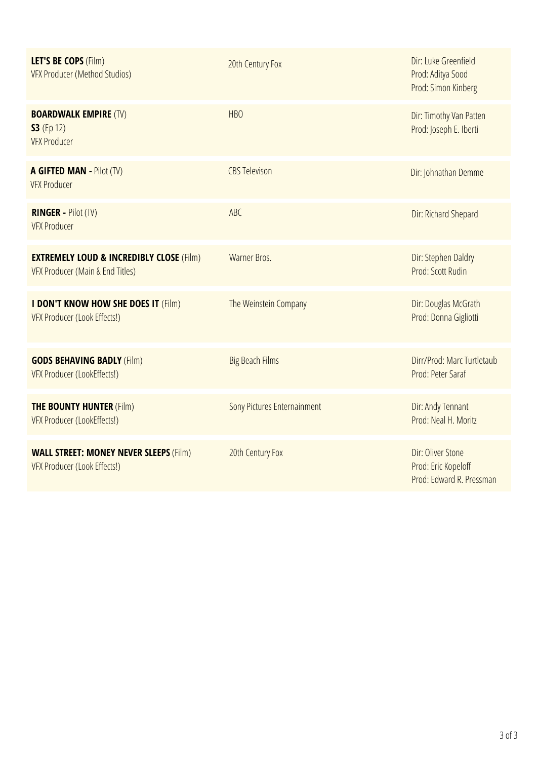| | | |
|---|---|---|
| **LET'S BE COPS** (Film)<br>VFX Producer (Method Studios) | 20th Century Fox | Dir: Luke Greenfield<br>Prod: Aditya Sood<br>Prod: Simon Kinberg |
| **BOARDWALK EMPIRE** (TV)<br>**S3** (Ep 12)<br>VFX Producer | HBO | Dir: Timothy Van Patten<br>Prod: Joseph E. Iberti |
| **A GIFTED MAN -** Pilot (TV)<br>VFX Producer | CBS Televison | Dir: Johnathan Demme |
| **RINGER -** Pilot (TV)<br>VFX Producer | ABC | Dir: Richard Shepard |
| **EXTREMELY LOUD & INCREDIBLY CLOSE** (Film)<br>VFX Producer (Main & End Titles) | Warner Bros. | Dir: Stephen Daldry<br>Prod: Scott Rudin |
| **I DON'T KNOW HOW SHE DOES IT** (Film)<br>VFX Producer (Look Effects!) | The Weinstein Company | Dir: Douglas McGrath<br>Prod: Donna Gigliotti |
| **GODS BEHAVING BADLY** (Film)<br>VFX Producer (LookEffects!) | Big Beach Films | Dirr/Prod: Marc Turtletaub<br>Prod: Peter Saraf |
| **THE BOUNTY HUNTER** (Film)<br>VFX Producer (LookEffects!) | Sony Pictures Enternainment | Dir: Andy Tennant<br>Prod: Neal H. Moritz |
| **WALL STREET: MONEY NEVER SLEEPS** (Film)<br>VFX Producer (Look Effects!) | 20th Century Fox | Dir: Oliver Stone<br>Prod: Eric Kopeloff<br>Prod: Edward R. Pressman |